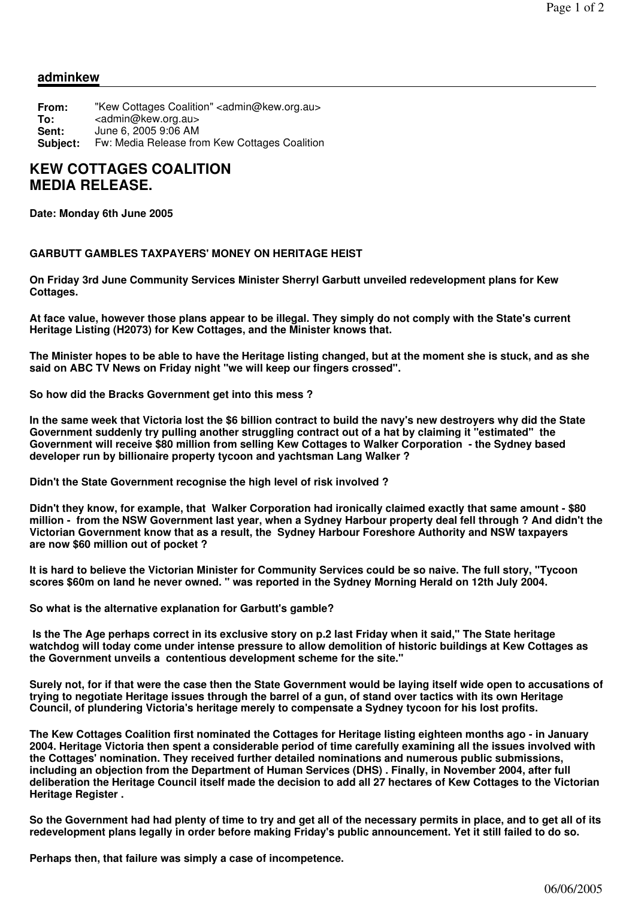## adminkew

**From:** "Kew Cottages Coalition" <admin@kew.org.au>
**To:** <admin@kew.org.au>
**Sent:** June 6, 2005 9:06 AM
**Subject:** Fw: Media Release from Kew Cottages Coalition

# KEW COTTAGES COALITION MEDIA RELEASE.

**Date: Monday 6th June 2005**

**GARBUTT GAMBLES TAXPAYERS' MONEY ON HERITAGE HEIST**

**On Friday 3rd June Community Services Minister Sherryl Garbutt unveiled redevelopment plans for Kew Cottages.**

**At face value, however those plans appear to be illegal. They simply do not comply with the State's current Heritage Listing (H2073) for Kew Cottages, and the Minister knows that.**

**The Minister hopes to be able to have the Heritage listing changed, but at the moment she is stuck, and as she said on ABC TV News on Friday night "we will keep our fingers crossed".**

**So how did the Bracks Government get into this mess ?**

**In the same week that Victoria lost the $6 billion contract to build the navy's new destroyers why did the State Government suddenly try pulling another struggling contract out of a hat by claiming it "estimated" the Government will receive $80 million from selling Kew Cottages to Walker Corporation - the Sydney based developer run by billionaire property tycoon and yachtsman Lang Walker ?**

**Didn't the State Government recognise the high level of risk involved ?**

**Didn't they know, for example, that Walker Corporation had ironically claimed exactly that same amount - $80 million - from the NSW Government last year, when a Sydney Harbour property deal fell through ? And didn't the Victorian Government know that as a result, the Sydney Harbour Foreshore Authority and NSW taxpayers are now $60 million out of pocket ?**

**It is hard to believe the Victorian Minister for Community Services could be so naive. The full story, "Tycoon scores $60m on land he never owned. " was reported in the Sydney Morning Herald on 12th July 2004.**

**So what is the alternative explanation for Garbutt's gamble?**

**Is the The Age perhaps correct in its exclusive story on p.2 last Friday when it said," The State heritage watchdog will today come under intense pressure to allow demolition of historic buildings at Kew Cottages as the Government unveils a contentious development scheme for the site."**

**Surely not, for if that were the case then the State Government would be laying itself wide open to accusations of trying to negotiate Heritage issues through the barrel of a gun, of stand over tactics with its own Heritage Council, of plundering Victoria's heritage merely to compensate a Sydney tycoon for his lost profits.**

**The Kew Cottages Coalition first nominated the Cottages for Heritage listing eighteen months ago - in January 2004. Heritage Victoria then spent a considerable period of time carefully examining all the issues involved with the Cottages' nomination. They received further detailed nominations and numerous public submissions, including an objection from the Department of Human Services (DHS) . Finally, in November 2004, after full deliberation the Heritage Council itself made the decision to add all 27 hectares of Kew Cottages to the Victorian Heritage Register .**

**So the Government had had plenty of time to try and get all of the necessary permits in place, and to get all of its redevelopment plans legally in order before making Friday's public announcement. Yet it still failed to do so.**

**Perhaps then, that failure was simply a case of incompetence.**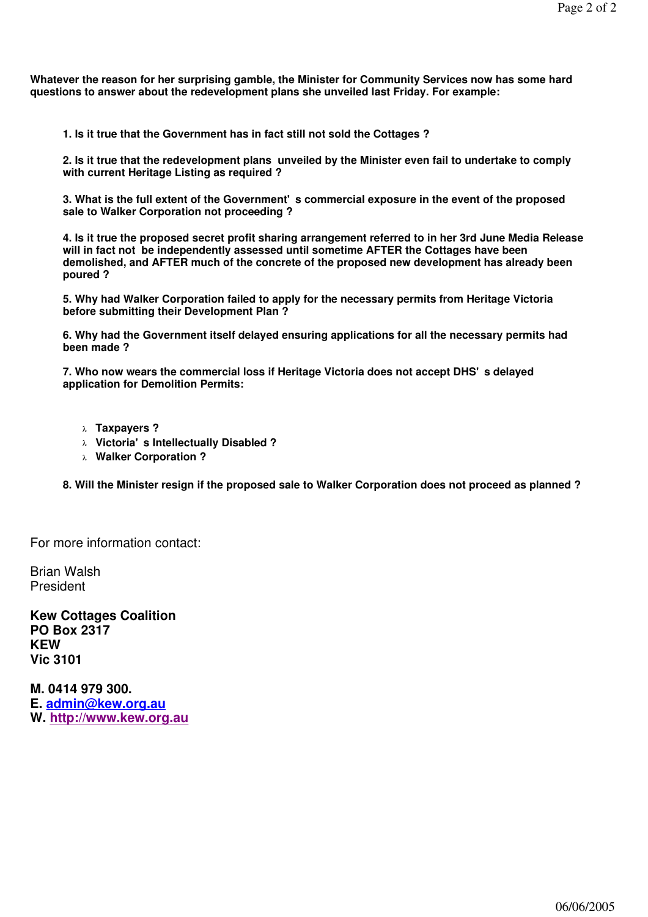**Whatever the reason for her surprising gamble, the Minister for Community Services now has some hard questions to answer about the redevelopment plans she unveiled last Friday. For example:**

**1. Is it true that the Government has in fact still not sold the Cottages ?**

**2. Is it true that the redevelopment plans unveiled by the Minister even fail to undertake to comply with current Heritage Listing as required ?**

**3. What is the full extent of the Government' s commercial exposure in the event of the proposed sale to Walker Corporation not proceeding ?**

**4. Is it true the proposed secret profit sharing arrangement referred to in her 3rd June Media Release will in fact not be independently assessed until sometime AFTER the Cottages have been demolished, and AFTER much of the concrete of the proposed new development has already been poured ?**

**5. Why had Walker Corporation failed to apply for the necessary permits from Heritage Victoria before submitting their Development Plan ?**

**6. Why had the Government itself delayed ensuring applications for all the necessary permits had been made ?**

**7. Who now wears the commercial loss if Heritage Victoria does not accept DHS' s delayed application for Demolition Permits:**

- **Taxpayers ?**
- **Victoria' s Intellectually Disabled ?**
- **Walker Corporation ?**

**8. Will the Minister resign if the proposed sale to Walker Corporation does not proceed as planned ?**

For more information contact:

Brian Walsh
President

**Kew Cottages Coalition**
**PO Box 2317**
**KEW**
**Vic 3101**

**M. 0414 979 300.**
**E. admin@kew.org.au**
**W. http://www.kew.org.au**